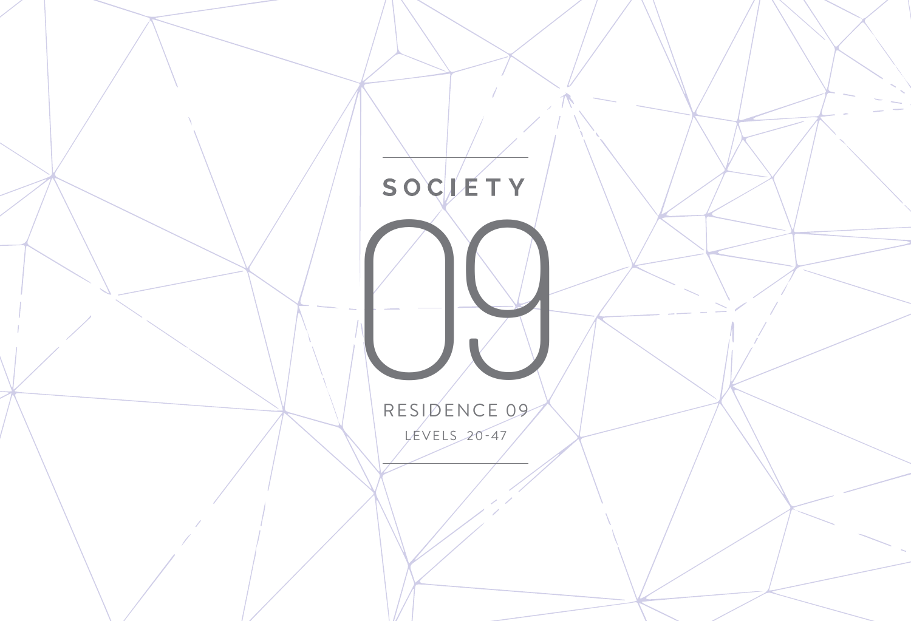# SOCIETY

# 09

RESIDENCE 09

LEVELS 20-47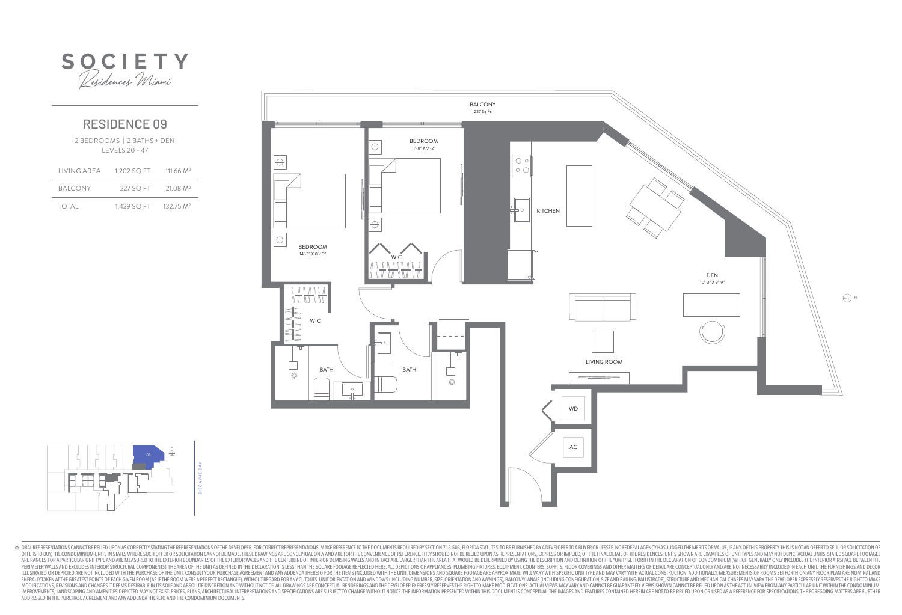SOCIETY
Residences Miami

## RESIDENCE 09

2 BEDROOMS | 2 BATHS + DEN
LEVELS 20 - 47

| | | |
|---|---|---|
| LIVING AREA | 1,202 SQ FT | 111.66 M² |
| BALCONY | 227 SQ FT | 21.08 M² |
| TOTAL | 1,429 SQ FT | 132.75 M² |

BALCONY
227 Sq Ft

BEDROOM
11'-8" X 9'-2"

BEDROOM
14'-3" X 8'-10"

WIC

WIC

KITCHEN

DEN
10'-3" X 9'-9"

BATH

BATH

LIVING ROOM

WD

AC

N

09

BISCAYNE BAY

ORAL REPRESENTATIONS CANNOT BE RELIED UPON AS CORRECTLY STATING THE REPRESENTATIONS OF THE DEVELOPER. FOR CORRECT REPRESENTATIONS, MAKE REFERENCE TO THE DOCUMENTS REQUIRED BY SECTION 718.503, FLORIDA STATUTES, TO BE FURNISHED BY A DEVELOPER TO A BUYER OR LESSEE. NO FEDERAL AGENCY HAS JUDGED THE MERITS OR VALUE, IF ANY, OF THIS PROPERTY. THIS IS NOT AN OFFER TO SELL, OR SOLICITATION OF OFFERS TO BUY, THE CONDOMINIUM UNITS IN STATES WHERE SUCH OFFER OR SOLICITATION CANNOT BE MADE. THESE DRAWINGS ARE CONCEPTUAL ONLY AND ARE FOR THE CONVENIENCE OF REFERENCE. THEY SHOULD NOT BE RELIED UPON AS REPRESENTATIONS, EXPRESS OR IMPLIED, OF THE FINAL DETAIL OF THE RESIDENCES. UNITS SHOWN ARE EXAMPLES OF UNIT TYPES AND MAY NOT DEPICT ACTUAL UNITS. STATED SQUARE FOOTAGES ARE RANGES FOR A PARTICULAR UNIT TYPE AND ARE MEASURED TO THE EXTERIOR BOUNDARIES OF THE EXTERIOR WALLS AND THE CENTERLINE OF INTERIOR DEMISING WALLS AND IN FACT ARE LARGER THAN THE AREA THAT WOULD BE DETERMINED BY USING THE DESCRIPTION AND DEFINITION OF THE "UNIT" SET FORTH IN THE DECLARATION OF CONDOMINIUM (WHICH GENERALLY ONLY INCLUDES THE INTERIOR AIRSPACE BETWEEN THE PERIMETER WALLS AND EXCLUDES INTERIOR STRUCTURAL COMPONENTS). THE AREA OF THE UNIT AS DEFINED IN THE DECLARATION IS LESS THAN THE SQUARE FOOTAGE REFLECTED HERE. ALL DEPICTIONS OF APPLIANCES, PLUMBING FIXTURES, EQUIPMENT, COUNTERS, SOFFITS, FLOOR COVERINGS AND OTHER MATTERS OF DETAIL ARE CONCEPTUAL ONLY AND ARE NOT NECESSARILY INCLUDED IN EACH UNIT. THE FURNISHINGS AND DÉCOR ILLUSTRATED OR DEPICTED ARE NOT INCLUDED WITH THE PURCHASE OF THE UNIT. CONSULT YOUR PURCHASE AGREEMENT AND ANY ADDENDA THERETO FOR THE ITEMS INCLUDED WITH THE UNIT. DIMENSIONS AND SQUARE FOOTAGE ARE APPROXIMATE, WILL VARY WITH SPECIFIC UNIT TYPE AND MAY VARY WITH ACTUAL CONSTRUCTION. ADDITIONALLY, MEASUREMENTS OF ROOMS SET FORTH ON ANY FLOOR PLAN ARE NOMINAL AND GENERALLY TAKEN AT THE GREATEST POINTS OF EACH GIVEN ROOM (AS IF THE ROOM WERE A PERFECT RECTANGLE), WITHOUT REGARD FOR ANY CUTOUTS. UNIT ORIENTATION AND WINDOWS (INCLUDING NUMBER, SIZE, ORIENTATION AND AWNINGS), BALCONY/LANAIS (INCLUDING CONFIGURATION, SIZE AND RAILING/BALUSTRADE), STRUCTURE AND MECHANICAL CHASES MAY VARY. THE DEVELOPER EXPRESSLY RESERVES THE RIGHT TO MAKE MODIFICATIONS, REVISIONS AND CHANGES IT DEEMS DESIRABLE IN ITS SOLE AND ABSOLUTE DISCRETION AND WITHOUT NOTICE. ALL DRAWINGS ARE CONCEPTUAL RENDERINGS AND THE DEVELOPER EXPRESSLY RESERVES THE RIGHT TO MAKE MODIFICATIONS. ACTUAL VIEWS MAY VARY AND CANNOT BE GUARANTEED. VIEWS SHOWN CANNOT BE RELIED UPON AS THE ACTUAL VIEW FROM ANY PARTICULAR UNIT WITHIN THE CONDOMINIUM. IMPROVEMENTS, LANDSCAPING AND AMENITIES DEPICTED MAY NOT EXIST. PRICES, PLANS, ARCHITECTURAL INTERPRETATIONS AND SPECIFICATIONS ARE SUBJECT TO CHANGE WITHOUT NOTICE. THE INFORMATION PRESENTED WITHIN THIS DOCUMENT IS CONCEPTUAL. THE IMAGES AND FEATURES CONTAINED HEREIN ARE NOT TO BE RELIED UPON OR USED AS A REFERENCE FOR SPECIFICATIONS. THE FOREGOING MATTERS ARE FURTHER ADDRESSED IN THE PURCHASE AGREEMENT AND ANY ADDENDA THERETO AND THE CONDOMINIUM DOCUMENTS.